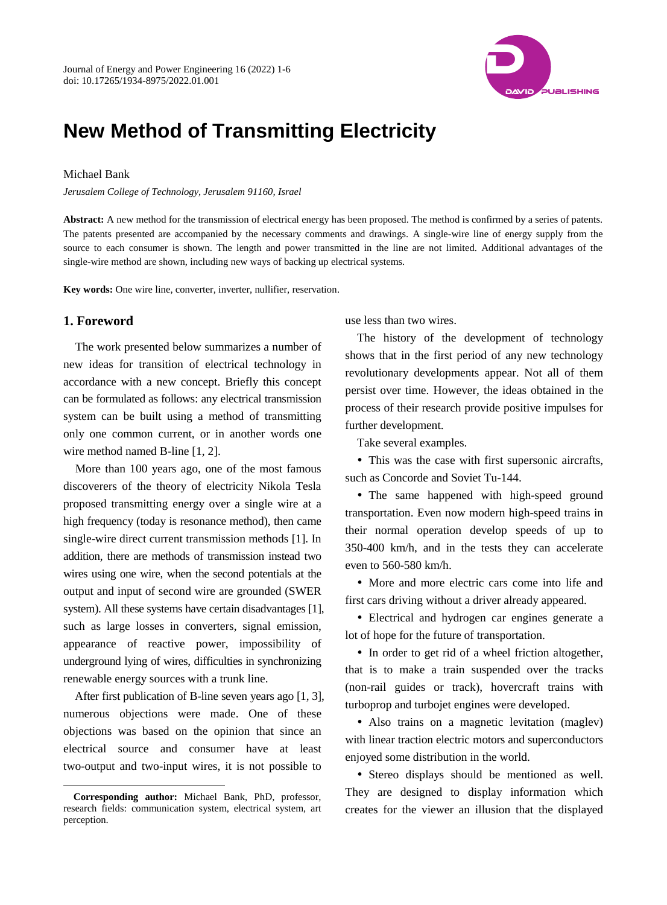# New Method of Transmitting Electricity

Michael Bank

*Jerusalem College of Technology, Jerusalem 91160, Israel*

**Abstract:** A new method for the transmission of electrical energy has been proposed. The method is confirmed by a series of patents. The patents presented are accompanied by the necessary comments and drawings. A single-wire line of energy supply from the source to each consumer is shown. The length and power transmitted in the line are not limited. Additional advantages of the single-wire method are shown, including new ways of backing up electrical systems.

**Key words:** One wire line, converter, inverter, nullifier, reservation.

## 1. Foreword

The work presented below summarizes a number of new ideas for transition of electrical technology in accordance with a new concept. Briefly this concept can be formulated as follows: any electrical transmission system can be built using a method of transmitting only one common current, or in another words one wire method named B-line [1, 2].

More than 100 years ago, one of the most famous discoverers of the theory of electricity Nikola Tesla proposed transmitting energy over a single wire at a high frequency (today is resonance method), then came single-wire direct current transmission methods [1]. In addition, there are methods of transmission instead two wires using one wire, when the second potentials at the output and input of second wire are grounded (SWER system). All these systems have certain disadvantages [1], such as large losses in converters, signal emission, appearance of reactive power, impossibility of underground lying of wires, difficulties in synchronizing renewable energy sources with a trunk line.

After first publication of B-line seven years ago [1, 3], numerous objections were made. One of these objections was based on the opinion that since an electrical source and consumer have at least two-output and two-input wires, it is not possible to use less than two wires.

The history of the development of technology shows that in the first period of any new technology revolutionary developments appear. Not all of them persist over time. However, the ideas obtained in the process of their research provide positive impulses for further development.

Take several examples.

- This was the case with first supersonic aircrafts, such as Concorde and Soviet Tu-144.
- The same happened with high-speed ground transportation. Even now modern high-speed trains in their normal operation develop speeds of up to 350-400 km/h, and in the tests they can accelerate even to 560-580 km/h.
- More and more electric cars come into life and first cars driving without a driver already appeared.
- Electrical and hydrogen car engines generate a lot of hope for the future of transportation.
- In order to get rid of a wheel friction altogether, that is to make a train suspended over the tracks (non-rail guides or track), hovercraft trains with turboprop and turbojet engines were developed.
- Also trains on a magnetic levitation (maglev) with linear traction electric motors and superconductors enjoyed some distribution in the world.
- Stereo displays should be mentioned as well. They are designed to display information which creates for the viewer an illusion that the displayed

---

**Corresponding author:** Michael Bank, PhD, professor, research fields: communication system, electrical system, art perception.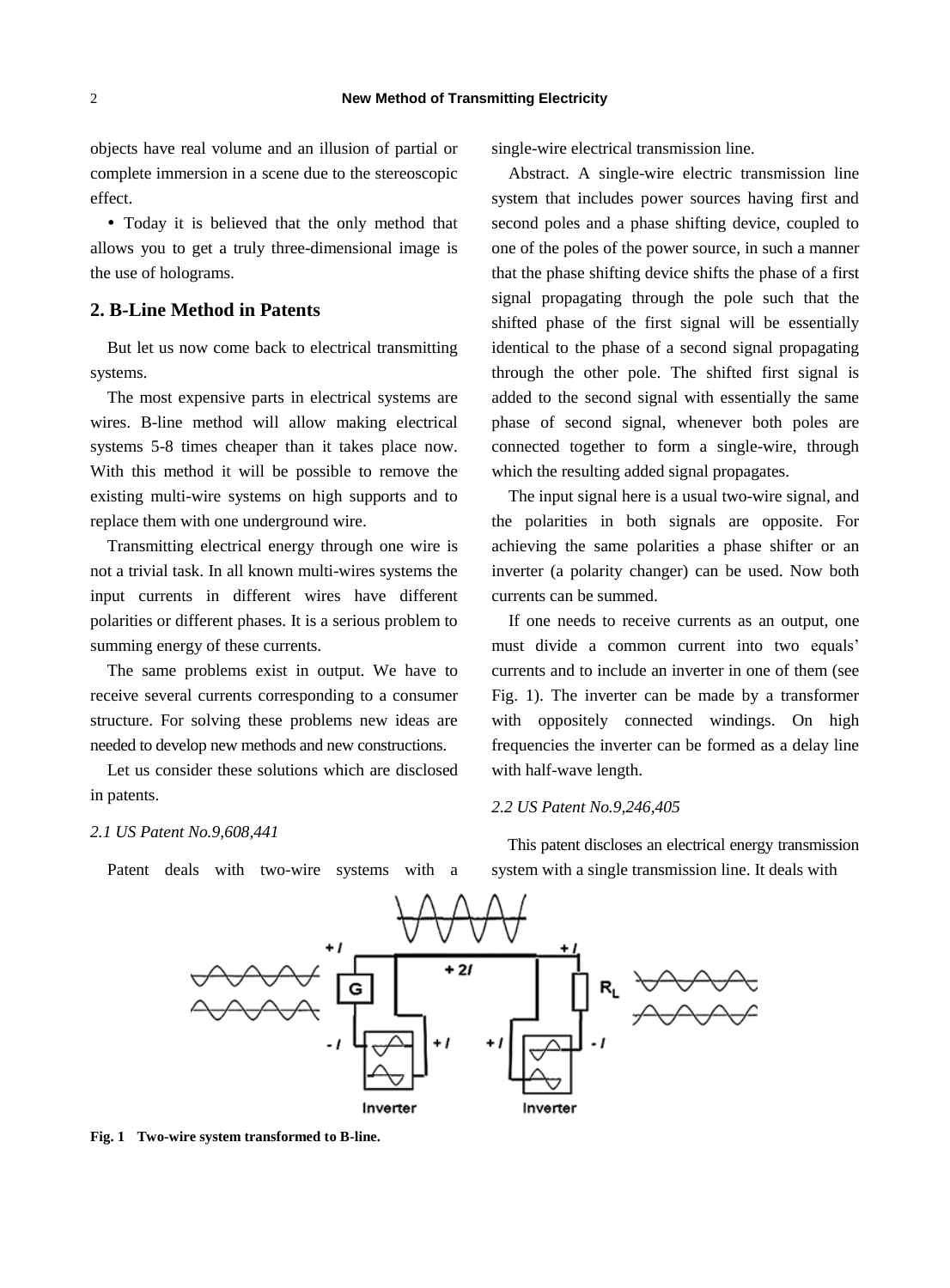objects have real volume and an illusion of partial or complete immersion in a scene due to the stereoscopic effect.

- Today it is believed that the only method that allows you to get a truly three-dimensional image is the use of holograms.

## 2. B-Line Method in Patents

But let us now come back to electrical transmitting systems.

The most expensive parts in electrical systems are wires. B-line method will allow making electrical systems 5-8 times cheaper than it takes place now. With this method it will be possible to remove the existing multi-wire systems on high supports and to replace them with one underground wire.

Transmitting electrical energy through one wire is not a trivial task. In all known multi-wires systems the input currents in different wires have different polarities or different phases. It is a serious problem to summing energy of these currents.

The same problems exist in output. We have to receive several currents corresponding to a consumer structure. For solving these problems new ideas are needed to develop new methods and new constructions.

Let us consider these solutions which are disclosed in patents.

### *2.1 US Patent No.9,608,441*

Patent deals with two-wire systems with a single-wire electrical transmission line.

Abstract. A single-wire electric transmission line system that includes power sources having first and second poles and a phase shifting device, coupled to one of the poles of the power source, in such a manner that the phase shifting device shifts the phase of a first signal propagating through the pole such that the shifted phase of the first signal will be essentially identical to the phase of a second signal propagating through the other pole. The shifted first signal is added to the second signal with essentially the same phase of second signal, whenever both poles are connected together to form a single-wire, through which the resulting added signal propagates.

The input signal here is a usual two-wire signal, and the polarities in both signals are opposite. For achieving the same polarities a phase shifter or an inverter (a polarity changer) can be used. Now both currents can be summed.

If one needs to receive currents as an output, one must divide a common current into two equals' currents and to include an inverter in one of them (see Fig. 1). The inverter can be made by a transformer with oppositely connected windings. On high frequencies the inverter can be formed as a delay line with half-wave length.

### *2.2 US Patent No.9,246,405*

This patent discloses an electrical energy transmission system with a single transmission line. It deals with

**Fig. 1 Two-wire system transformed to B-line.**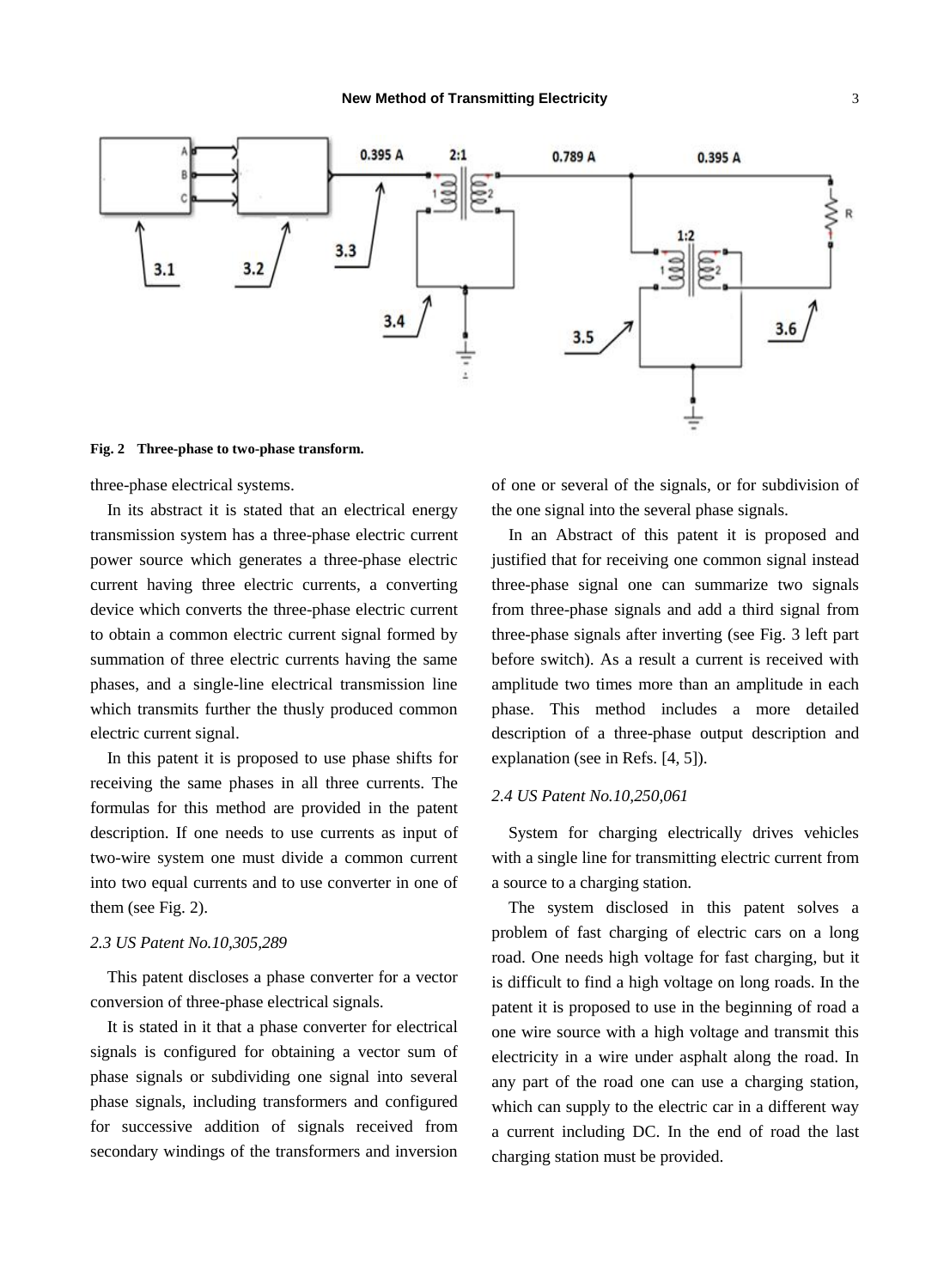Fig. 2 Three-phase to two-phase transform.

three-phase electrical systems.

In its abstract it is stated that an electrical energy transmission system has a three-phase electric current power source which generates a three-phase electric current having three electric currents, a converting device which converts the three-phase electric current to obtain a common electric current signal formed by summation of three electric currents having the same phases, and a single-line electrical transmission line which transmits further the thusly produced common electric current signal.

In this patent it is proposed to use phase shifts for receiving the same phases in all three currents. The formulas for this method are provided in the patent description. If one needs to use currents as input of two-wire system one must divide a common current into two equal currents and to use converter in one of them (see Fig. 2).

### 2.3 US Patent No.10,305,289

This patent discloses a phase converter for a vector conversion of three-phase electrical signals.

It is stated in it that a phase converter for electrical signals is configured for obtaining a vector sum of phase signals or subdividing one signal into several phase signals, including transformers and configured for successive addition of signals received from secondary windings of the transformers and inversion of one or several of the signals, or for subdivision of the one signal into the several phase signals.

In an Abstract of this patent it is proposed and justified that for receiving one common signal instead three-phase signal one can summarize two signals from three-phase signals and add a third signal from three-phase signals after inverting (see Fig. 3 left part before switch). As a result a current is received with amplitude two times more than an amplitude in each phase. This method includes a more detailed description of a three-phase output description and explanation (see in Refs. [4, 5]).

### 2.4 US Patent No.10,250,061

System for charging electrically drives vehicles with a single line for transmitting electric current from a source to a charging station.

The system disclosed in this patent solves a problem of fast charging of electric cars on a long road. One needs high voltage for fast charging, but it is difficult to find a high voltage on long roads. In the patent it is proposed to use in the beginning of road a one wire source with a high voltage and transmit this electricity in a wire under asphalt along the road. In any part of the road one can use a charging station, which can supply to the electric car in a different way a current including DC. In the end of road the last charging station must be provided.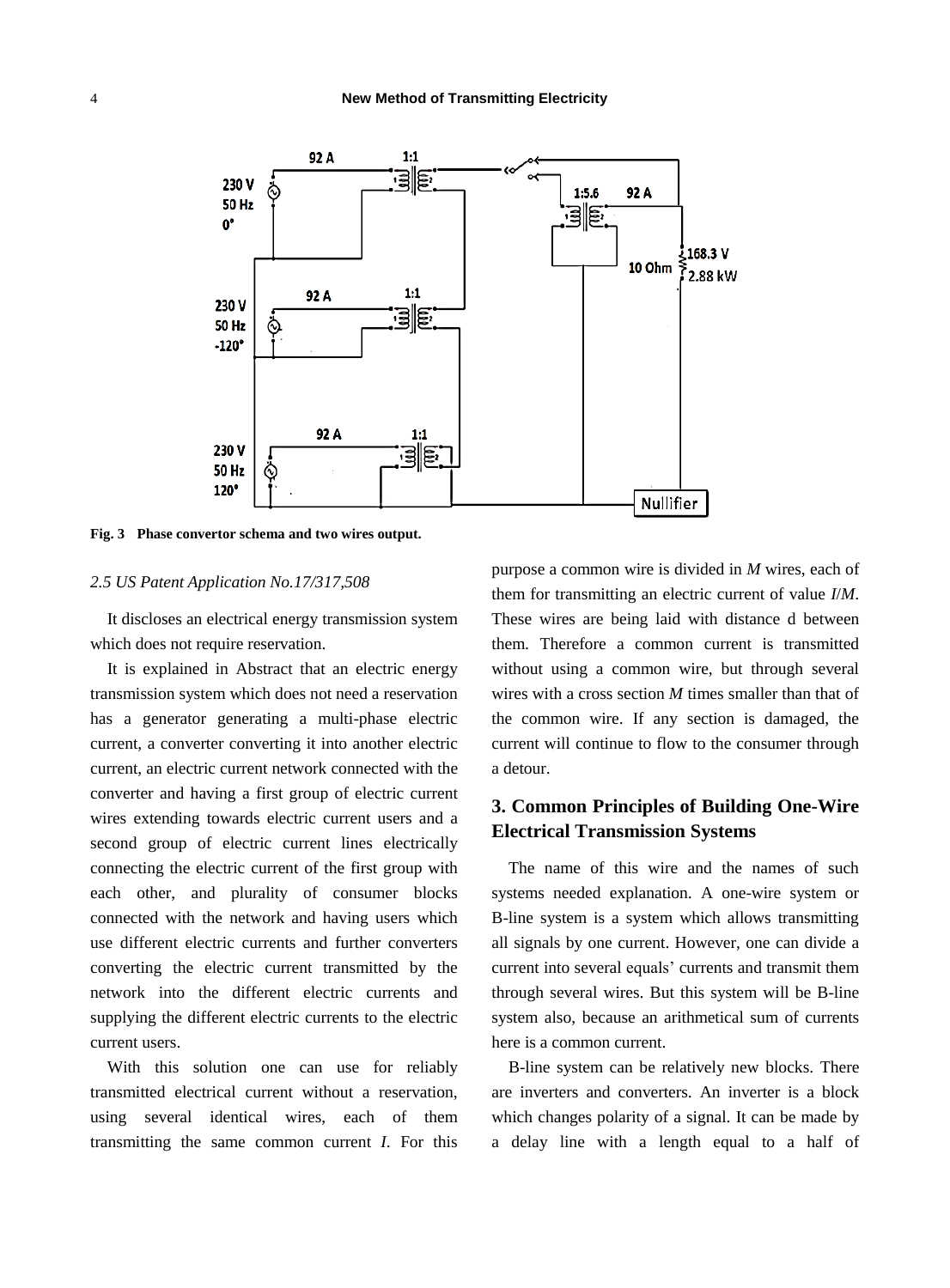Fig. 3 Phase convertor schema and two wires output.

*2.5 US Patent Application No.17/317,508*

It discloses an electrical energy transmission system which does not require reservation.

It is explained in Abstract that an electric energy transmission system which does not need a reservation has a generator generating a multi-phase electric current, a converter converting it into another electric current, an electric current network connected with the converter and having a first group of electric current wires extending towards electric current users and a second group of electric current lines electrically connecting the electric current of the first group with each other, and plurality of consumer blocks connected with the network and having users which use different electric currents and further converters converting the electric current transmitted by the network into the different electric currents and supplying the different electric currents to the electric current users.

With this solution one can use for reliably transmitted electrical current without a reservation, using several identical wires, each of them transmitting the same common current *I*. For this purpose a common wire is divided in *M* wires, each of them for transmitting an electric current of value *I*/*M*. These wires are being laid with distance d between them. Therefore a common current is transmitted without using a common wire, but through several wires with a cross section *M* times smaller than that of the common wire. If any section is damaged, the current will continue to flow to the consumer through a detour.

## 3. Common Principles of Building One-Wire Electrical Transmission Systems

The name of this wire and the names of such systems needed explanation. A one-wire system or B-line system is a system which allows transmitting all signals by one current. However, one can divide a current into several equals' currents and transmit them through several wires. But this system will be B-line system also, because an arithmetical sum of currents here is a common current.

B-line system can be relatively new blocks. There are inverters and converters. An inverter is a block which changes polarity of a signal. It can be made by a delay line with a length equal to a half of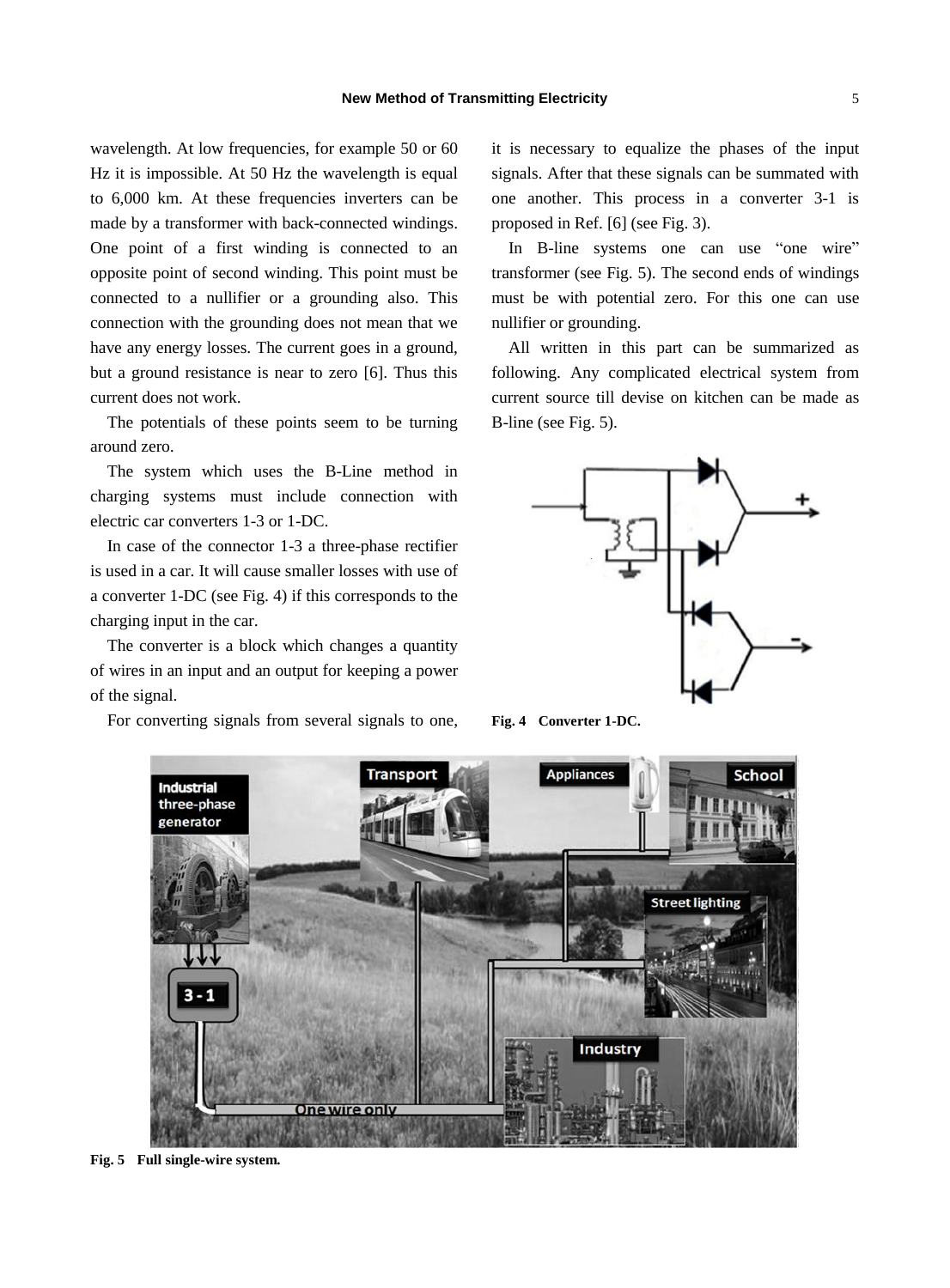wavelength. At low frequencies, for example 50 or 60 Hz it is impossible. At 50 Hz the wavelength is equal to 6,000 km. At these frequencies inverters can be made by a transformer with back-connected windings. One point of a first winding is connected to an opposite point of second winding. This point must be connected to a nullifier or a grounding also. This connection with the grounding does not mean that we have any energy losses. The current goes in a ground, but a ground resistance is near to zero [6]. Thus this current does not work.

The potentials of these points seem to be turning around zero.

The system which uses the B-Line method in charging systems must include connection with electric car converters 1-3 or 1-DC.

In case of the connector 1-3 a three-phase rectifier is used in a car. It will cause smaller losses with use of a converter 1-DC (see Fig. 4) if this corresponds to the charging input in the car.

The converter is a block which changes a quantity of wires in an input and an output for keeping a power of the signal.

For converting signals from several signals to one, it is necessary to equalize the phases of the input signals. After that these signals can be summated with one another. This process in a converter 3-1 is proposed in Ref. [6] (see Fig. 3).

In B-line systems one can use "one wire" transformer (see Fig. 5). The second ends of windings must be with potential zero. For this one can use nullifier or grounding.

All written in this part can be summarized as following. Any complicated electrical system from current source till devise on kitchen can be made as B-line (see Fig. 5).

**Fig. 4 Converter 1-DC.**

**Fig. 5 Full single-wire system.**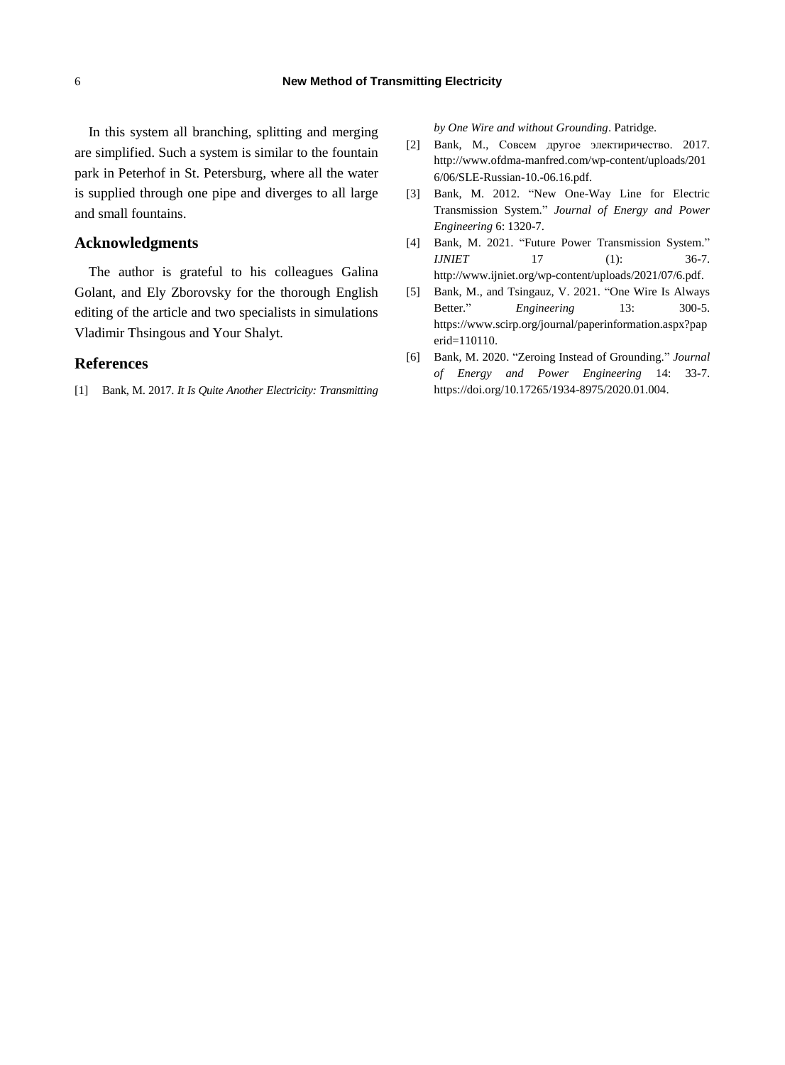In this system all branching, splitting and merging are simplified. Such a system is similar to the fountain park in Peterhof in St. Petersburg, where all the water is supplied through one pipe and diverges to all large and small fountains.

## Acknowledgments

The author is grateful to his colleagues Galina Golant, and Ely Zborovsky for the thorough English editing of the article and two specialists in simulations Vladimir Thsingous and Your Shalyt.

## References

[1] Bank, M. 2017. *It Is Quite Another Electricity: Transmitting by One Wire and without Grounding*. Patridge.

[2] Bank, M., Совсем другое электиричество. 2017. http://www.ofdma-manfred.com/wp-content/uploads/2016/06/SLE-Russian-10.-06.16.pdf.

[3] Bank, M. 2012. "New One-Way Line for Electric Transmission System." *Journal of Energy and Power Engineering* 6: 1320-7.

[4] Bank, M. 2021. "Future Power Transmission System." *IJNIET* 17 (1): 36-7. http://www.ijniet.org/wp-content/uploads/2021/07/6.pdf.

[5] Bank, M., and Tsingauz, V. 2021. "One Wire Is Always Better." *Engineering* 13: 300-5. https://www.scirp.org/journal/paperinformation.aspx?paperid=110110.

[6] Bank, M. 2020. "Zeroing Instead of Grounding." *Journal of Energy and Power Engineering* 14: 33-7. https://doi.org/10.17265/1934-8975/2020.01.004.